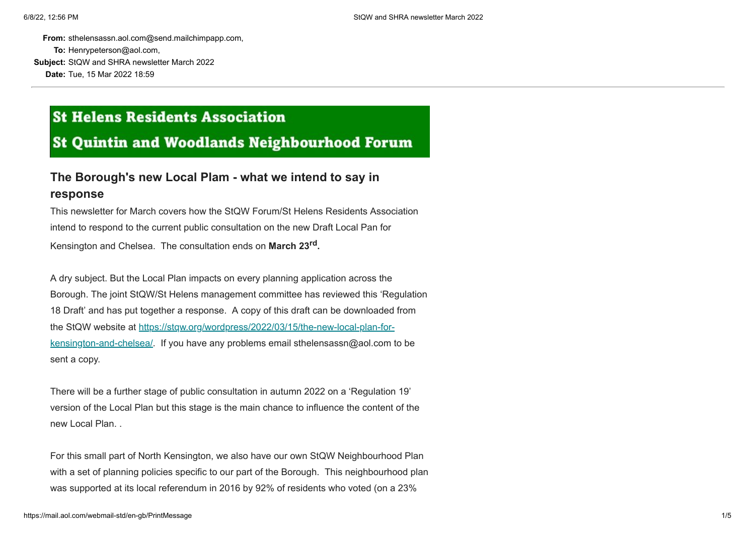**From:** sthelensassn.aol.com@send.mailchimpapp.com,
**To:** Henrypeterson@aol.com,
**Subject:** StQW and SHRA newsletter March 2022
**Date:** Tue, 15 Mar 2022 18:59

---

**St Helens Residents Association**
**St Quintin and Woodlands Neighbourhood Forum**

## The Borough's new Local Plam - what we intend to say in response

This newsletter for March covers how the StQW Forum/St Helens Residents Association intend to respond to the current public consultation on the new Draft Local Pan for Kensington and Chelsea. The consultation ends on **March 23rd.**

A dry subject. But the Local Plan impacts on every planning application across the Borough. The joint StQW/St Helens management committee has reviewed this 'Regulation 18 Draft' and has put together a response. A copy of this draft can be downloaded from the StQW website at [https://stqw.org/wordpress/2022/03/15/the-new-local-plan-for-kensington-and-chelsea/](https://stqw.org/wordpress/2022/03/15/the-new-local-plan-for-kensington-and-chelsea/). If you have any problems email sthelensassn@aol.com to be sent a copy.

There will be a further stage of public consultation in autumn 2022 on a 'Regulation 19' version of the Local Plan but this stage is the main chance to influence the content of the new Local Plan. .

For this small part of North Kensington, we also have our own StQW Neighbourhood Plan with a set of planning policies specific to our part of the Borough. This neighbourhood plan was supported at its local referendum in 2016 by 92% of residents who voted (on a 23%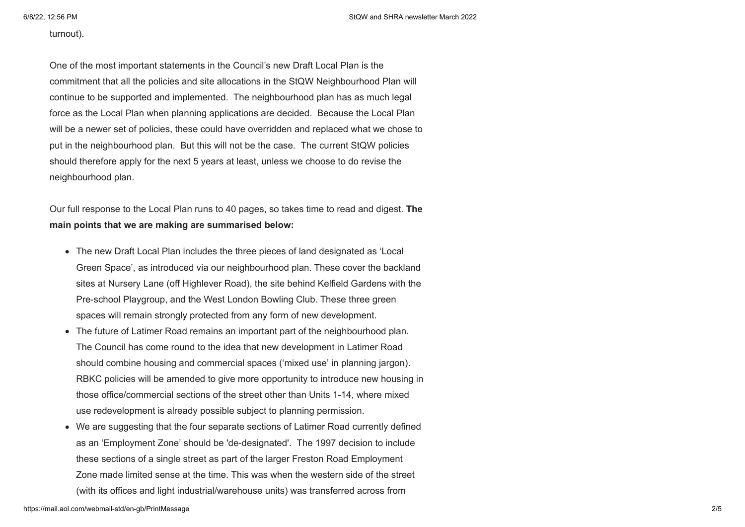turnout).

One of the most important statements in the Council's new Draft Local Plan is the commitment that all the policies and site allocations in the StQW Neighbourhood Plan will continue to be supported and implemented. The neighbourhood plan has as much legal force as the Local Plan when planning applications are decided. Because the Local Plan will be a newer set of policies, these could have overridden and replaced what we chose to put in the neighbourhood plan. But this will not be the case. The current StQW policies should therefore apply for the next 5 years at least, unless we choose to do revise the neighbourhood plan.

Our full response to the Local Plan runs to 40 pages, so takes time to read and digest. **The main points that we are making are summarised below:**

- The new Draft Local Plan includes the three pieces of land designated as 'Local Green Space', as introduced via our neighbourhood plan. These cover the backland sites at Nursery Lane (off Highlever Road), the site behind Kelfield Gardens with the Pre-school Playgroup, and the West London Bowling Club. These three green spaces will remain strongly protected from any form of new development.
- The future of Latimer Road remains an important part of the neighbourhood plan. The Council has come round to the idea that new development in Latimer Road should combine housing and commercial spaces ('mixed use' in planning jargon). RBKC policies will be amended to give more opportunity to introduce new housing in those office/commercial sections of the street other than Units 1-14, where mixed use redevelopment is already possible subject to planning permission.
- We are suggesting that the four separate sections of Latimer Road currently defined as an 'Employment Zone' should be 'de-designated'. The 1997 decision to include these sections of a single street as part of the larger Freston Road Employment Zone made limited sense at the time. This was when the western side of the street (with its offices and light industrial/warehouse units) was transferred across from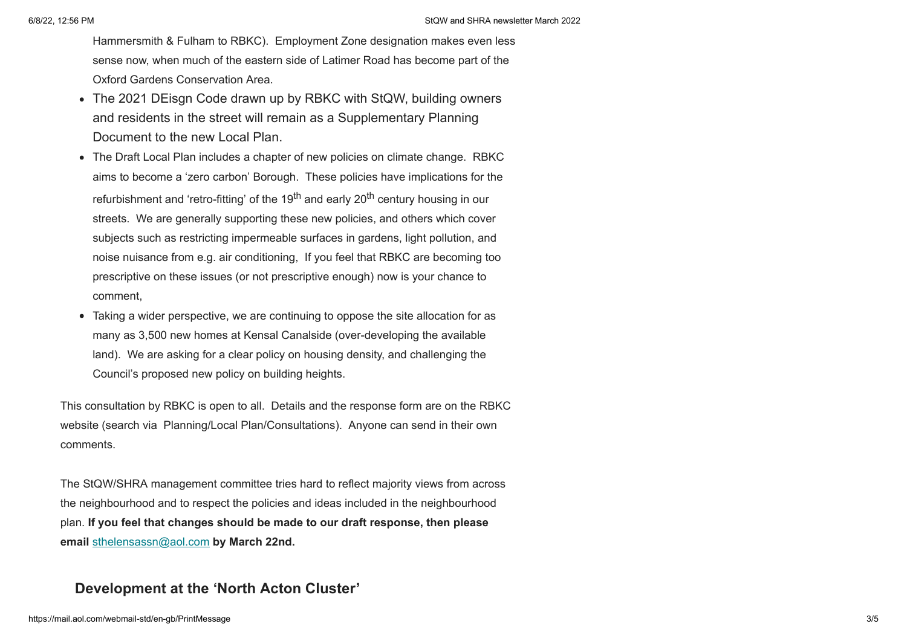Hammersmith & Fulham to RBKC). Employment Zone designation makes even less sense now, when much of the eastern side of Latimer Road has become part of the Oxford Gardens Conservation Area.

- The 2021 DEisgn Code drawn up by RBKC with StQW, building owners and residents in the street will remain as a Supplementary Planning Document to the new Local Plan.
- The Draft Local Plan includes a chapter of new policies on climate change. RBKC aims to become a 'zero carbon' Borough. These policies have implications for the refurbishment and 'retro-fitting' of the 19th and early 20th century housing in our streets. We are generally supporting these new policies, and others which cover subjects such as restricting impermeable surfaces in gardens, light pollution, and noise nuisance from e.g. air conditioning, If you feel that RBKC are becoming too prescriptive on these issues (or not prescriptive enough) now is your chance to comment,
- Taking a wider perspective, we are continuing to oppose the site allocation for as many as 3,500 new homes at Kensal Canalside (over-developing the available land). We are asking for a clear policy on housing density, and challenging the Council's proposed new policy on building heights.

This consultation by RBKC is open to all. Details and the response form are on the RBKC website (search via Planning/Local Plan/Consultations). Anyone can send in their own comments.

The StQW/SHRA management committee tries hard to reflect majority views from across the neighbourhood and to respect the policies and ideas included in the neighbourhood plan. **If you feel that changes should be made to our draft response, then please email sthelensassn@aol.com by March 22nd.**

## Development at the 'North Acton Cluster'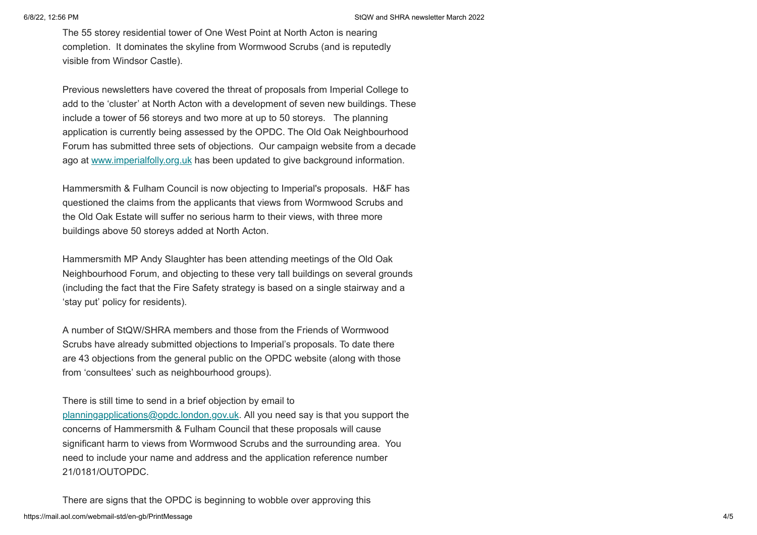The 55 storey residential tower of One West Point at North Acton is nearing completion. It dominates the skyline from Wormwood Scrubs (and is reputedly visible from Windsor Castle).

Previous newsletters have covered the threat of proposals from Imperial College to add to the 'cluster' at North Acton with a development of seven new buildings. These include a tower of 56 storeys and two more at up to 50 storeys. The planning application is currently being assessed by the OPDC. The Old Oak Neighbourhood Forum has submitted three sets of objections. Our campaign website from a decade ago at [www.imperialfolly.org.uk](http://www.imperialfolly.org.uk) has been updated to give background information.

Hammersmith & Fulham Council is now objecting to Imperial's proposals. H&F has questioned the claims from the applicants that views from Wormwood Scrubs and the Old Oak Estate will suffer no serious harm to their views, with three more buildings above 50 storeys added at North Acton.

Hammersmith MP Andy Slaughter has been attending meetings of the Old Oak Neighbourhood Forum, and objecting to these very tall buildings on several grounds (including the fact that the Fire Safety strategy is based on a single stairway and a 'stay put' policy for residents).

A number of StQW/SHRA members and those from the Friends of Wormwood Scrubs have already submitted objections to Imperial's proposals. To date there are 43 objections from the general public on the OPDC website (along with those from 'consultees' such as neighbourhood groups).

There is still time to send in a brief objection by email to [planningapplications@opdc.london.gov.uk](mailto:planningapplications@opdc.london.gov.uk). All you need say is that you support the concerns of Hammersmith & Fulham Council that these proposals will cause significant harm to views from Wormwood Scrubs and the surrounding area. You need to include your name and address and the application reference number 21/0181/OUTOPDC.

There are signs that the OPDC is beginning to wobble over approving this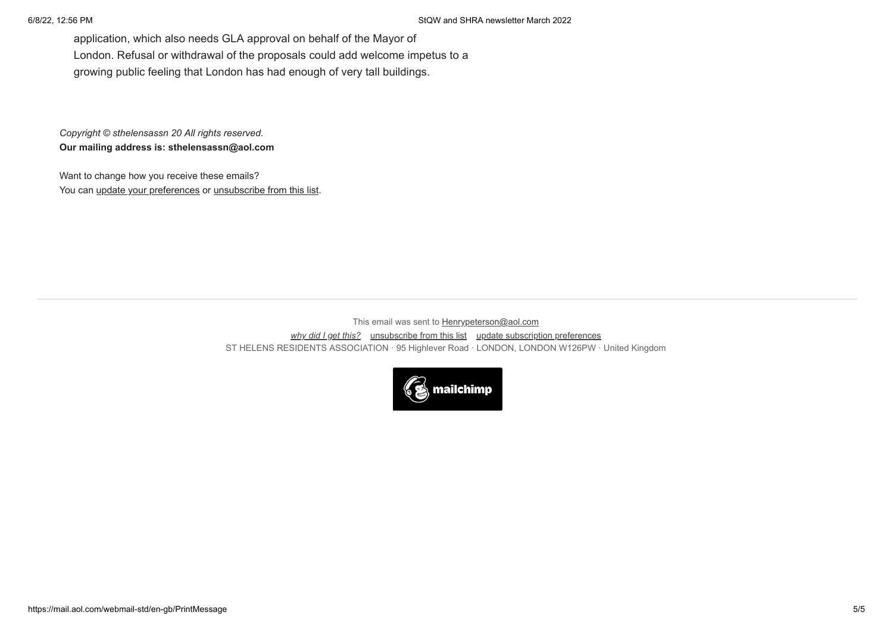application, which also needs GLA approval on behalf of the Mayor of London. Refusal or withdrawal of the proposals could add welcome impetus to a growing public feeling that London has had enough of very tall buildings.

*Copyright © sthelensassn 20 All rights reserved.*
**Our mailing address is: sthelensassn@aol.com**

Want to change how you receive these emails?
You can update your preferences or unsubscribe from this list.

---

This email was sent to Henrypeterson@aol.com
*why did I get this?* unsubscribe from this list update subscription preferences
ST HELENS RESIDENTS ASSOCIATION · 95 Highlever Road · LONDON, LONDON W126PW · United Kingdom

mailchimp